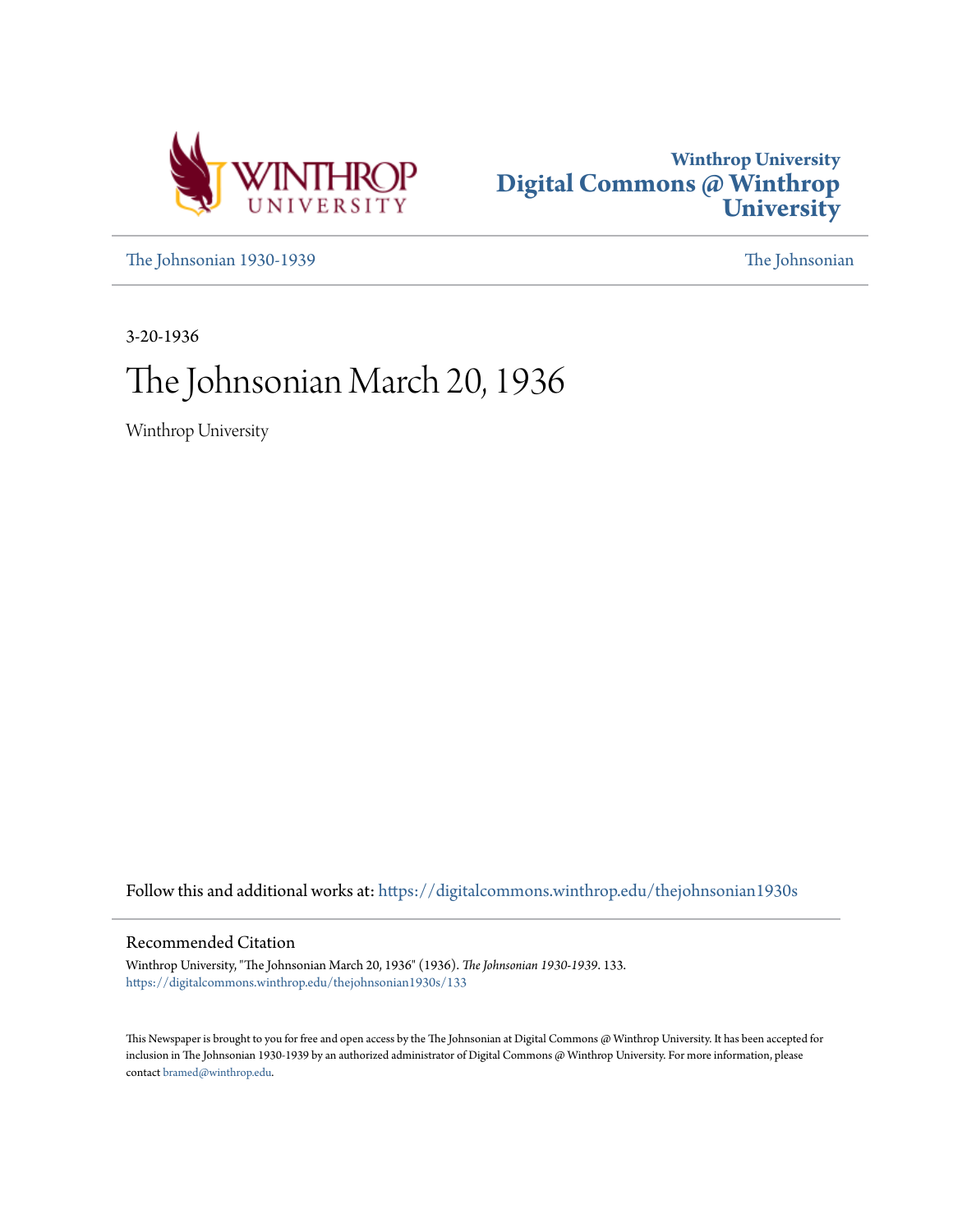Winthrop University
Digital Commons @ Winthrop University

The Johnsonian 1930-1939

The Johnsonian

3-20-1936

# The Johnsonian March 20, 1936

Winthrop University

Follow this and additional works at: https://digitalcommons.winthrop.edu/thejohnsonian1930s

## Recommended Citation

Winthrop University, "The Johnsonian March 20, 1936" (1936). *The Johnsonian 1930-1939*. 133.
https://digitalcommons.winthrop.edu/thejohnsonian1930s/133

This Newspaper is brought to you for free and open access by the The Johnsonian at Digital Commons @ Winthrop University. It has been accepted for inclusion in The Johnsonian 1930-1939 by an authorized administrator of Digital Commons @ Winthrop University. For more information, please contact bramed@winthrop.edu.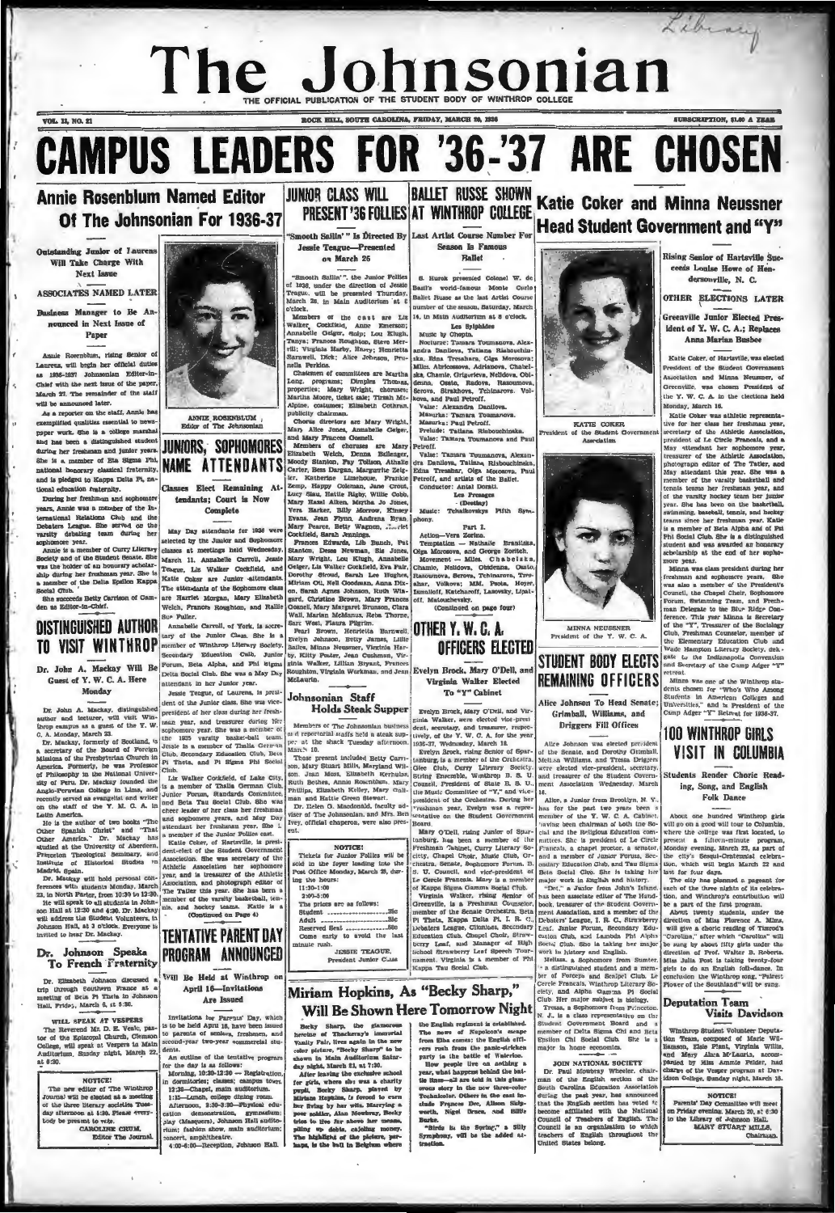# The Johnsonian

THE OFFICIAL PUBLICATION OF THE STUDENT BODY OF WINTHROP COLLEGE

VOL. 13, NO. 21 — ROCK HILL, SOUTH CAROLINA, FRIDAY, MARCH 20, 1936 — SUBSCRIPTION, $1.00 A YEAR

# CAMPUS LEADERS FOR '36-'37 ARE CHOSEN

## Annie Rosenblum Named Editor Of The Johnsonian For 1936-37

**Outstanding Junior of Laurens Will Take Charge With Next Issue**

**ASSOCIATES NAMED LATER**

**Business Manager to Be Announced in Next Issue of Paper**

Annie Rosenblum, rising Senior of Laurens, will begin her official duties as 1936-1937 Johnsonian Editor-in-Chief with the next issue of the paper, March 27. The remainder of the staff will be announced later.

As a reporter on the staff, Annie has exemplified qualities essential to newspaper work. She is a college marshal and has been a distinguished student during her freshman and junior years. She is a member of Eta Sigma Phi, national honorary classical fraternity, and is pledged to Kappa Delta Pi, national education fraternity.

During her freshman and sophomore years, Annie was a member of the International Relations Club and the Debaters League. She served on the varsity debating team during her sophomore year.

Annie is a member of Curry Literary Society and of the Student Senate. She was the holder of an honorary scholarship during her freshman year. She is a member of the Delta Epsilon Kappa Social Club.

She succeeds Betty Carrison of Camden as Editor-in-Chief.

ANNIE ROSENBLUM
Editor of The Johnsonian

## DISTINGUISHED AUTHOR TO VISIT WINTHROP

**Dr. John A. Mackay Will Be Guest of Y. W. C. A. Here Monday**

Dr. John A. Mackay, distinguished author and lecturer, will visit Winthrop campus as a guest of the Y. W. C. A. Monday, March 23.

Dr. Mackay, formerly of Scotland, is a secretary of the Board of Foreign Missions of the Presbyterian Church in America. Formerly, he was Professor of Philosophy in the National University of Peru. Dr. Mackay founded the Anglo-Peruvian College in Lima, and recently served as evangelist and writer on the staff of the Y. M. C. A. in Latin America.

He is the author of two books "The Other Spanish Christ" and "That Other America." Dr. Mackay has studied at the University of Aberdeen, Princeton Theological Seminary, and Institute of Historical Studies in Madrid, Spain.

Dr. Mackay will hold personal conferences with students Monday, March 23, in North Parlor, from 10:30 to 12:30. He will speak to all students in Johnson Hall at 12:30 and 4:30. Dr. Mackay will address the Student Volunteers, in Johnson Hall, at 3 o'clock. Everyone is invited to hear Dr. Mackay.

## Dr. Johnson Speaks To French Fraternity

Dr. Elizabeth Johnson discussed a trip through Southern France at a meeting of Beta Pi Theta in Johnson Hall, Friday, March 6, at 5:30.

**WILL SPEAK AT VESPERS**

The Reverend Mr. D. E. Veale, pastor of the Episcopal Church, Clemson College, will speak at Vespers in Main Auditorium, Sunday night, March 22, at 6:30.

**NOTICE!**

The new editor of The Winthrop Journal will be elected at a meeting of the three literary societies Tuesday afternoon at 4:30. Please everybody be present to vote.

CAROLINE CRUM,
Editor The Journal.

## JUNIORS, SOPHOMORES NAME ATTENDANTS

**Classes Elect Remaining Attendants; Court Is Now Complete**

May Day attendants for 1936 were selected by the Junior and Sophomore classes at meetings held Wednesday, March 11. Annabelle Carroll, Jessie Teague, Liz Walker Cockfield, and Katie Coker are Junior attendants. The attendants of the Sophomore class are Harriet Morgan, Mary Elizabeth Welch, Frances Roughton, and Halie Sue Fuller.

Annabelle Carroll, of York, is secretary of the Junior Class. She is a member of Winthrop Literary Society, Secondary Education Club, Junior Forum, Beta Alpha, and Phi Sigma Delta Social Club. She was a May Day attendant in her Junior year.

Jessie Teague, of Laurens, is president of the Junior class. She was vice-president of her class during her freshman year, and treasurer during her sophomore year. She was a member of the 1935 varsity basket-ball team. Jessie is a member of Thalia German Club, Secondary Education Club, Beta Pi Theta, and Pi Sigma Phi Social Club.

Liz Walker Cockfield, of Lake City, is a member of Thalia German Club, Junior Forum, Standards Committee, and Beta Tau Social Club. She was cheer leader of her class her freshman and sophomore years, and May Day attendant her freshman year. She is a member of the Junior Follies cast.

Katie Coker, of Hartsville, is president-elect of the Student Government Association. She was secretary of the Athletic Association her sophomore year, and is treasurer of the Athletic Association, and photograph editor of The Tatler this year. She has been a member of the varsity basketball, tennis, and hockey teams. Katie is a (Continued on Page 4)

## TENTATIVE PARENT DAY PROGRAM ANNOUNCED

**Will Be Held at Winthrop on April 16—Invitations Are Issued**

Invitations for Parents' Day, which is to be held April 18, have been issued to parents of seniors, freshmen, and second-year two-year commercial students.

An outline of the tentative program for the day is as follows:

Morning, 10:30-12:30 — Registration, in dormitories; classes; campus tours. 12:30—Chapel, main auditorium. 1:15—Lunch, college dining room. Afternoon, 2:30-3:30—Physical education demonstration, gymnasium; play (Masquers), Johnson Hall auditorium; fashion show, main auditorium; concert, amphitheatre. 4:00-6:00—Reception, Johnson Hall.

## JUNIOR CLASS WILL PRESENT '36 FOLLIES

**"Smooth Sailin'" Is Directed By Jessie Teague—Presented on March 26**

"Smooth Sailin'", the Junior Follies of 1936, under the direction of Jessie Teague, will be presented Thursday, March 26, in Main Auditorium at 8 o'clock.

Members of the cast are Liz Walker Cockfield, Anne Emerson; Annabelle Geiger, Snip; Lou Klugh, Tanya; Frances Roughton, Steve Merrill; Virginia Harby, Harry; Henrietta Barnwell, Dick; Alice Johnson, Prunella Perkins.

Chairmen of committees are Martha Long, programs; Dimples Thomas, properties; Mary Wright, choruses; Martha Moore, ticket sale; Tirzah McAlpine, costumes; Elizabeth Cothran, publicity chairman.

Chorus directors are Mary Wright, Mary Alice Jones, Annabelle Geiger, and Mary Frances Connell.

Members of choruses are Mary Elizabeth Welch, Donna Bellenger, Moody Stanton, Fay Tolison, Athalie Carter, Bess Dargan, Marguerite Zeigler, Katherine Limehouse, Frankie Zemp, Happy Coleman, Jane Crout, Lucy Siau, Hattie Rigby, Willie Cobb, Mary Hazel Aiken, Martha Jo Jones, Vera Barker, Billy Morrow, Kinsey Evans, Jean Flynn, Andrena Bryan, Mary Pearce, Betty Wagnon, ... Cockfield, Sarah Jennings.

Frances Edwards, Lib Bunch, Pat Stanton, Dessa Newman, Sis Jones, Mary Wright, Lou Klugh, Annabelle Geiger, Liz Walker Cockfield, Eva Fair, Dorothy Stroud, Sarah Lee Hughes, Miriam Ott, Nell Goodman, Anna Dixon, Sarah Agnes Johnson, Ruth Wingard, Christine Brown, Mary Frances Connell, Mary Margaret Brunson, Clara Wall, Marian McManus, Reba Thorne, Sara West, Flaura Pilgrim.

Pearl Brown, Henrietta Barnwell, Evelyn Johnson, Betty James, Lillie Bailes, Minna Neussner, Virginia Harby, Kitty Foster, Jean Cushman, Virginia Walker, Lillian Bryant, Frances Roughton, Virginia Workman, and Jean McLaurin.

## Johnsonian Staff Holds Steak Supper

Members of The Johnsonian business and reportorial staffs held a steak supper at the shack Tuesday afternoon, March 10.

Those present included Betty Carrison, Mary Stuart Mills, Maryland Wilson, Jean Moss, Elizabeth Kerhulas, Ruth Beihes, Annie Rosenblum, Mary Phillips, Elizabeth Wolley, Mary Sullivan and Hattie Green Stewart.

Dr. Helen G. Macdonald, faculty adviser of The Johnsonian, and Mrs. Bet Ivey, official chaperon, were also present.

**NOTICE!**

Tickets for Junior Follies will be sold in the foyer leading into the Post Office Monday, March 23, during the hours:

11:30-1:00
2:00-5:00

The prices are as follows:

Student ............................25c
Adult ..............................35c
Reserved Seat ......................50c

Come early to avoid the last minute rush.

JESSIE TEAGUE,
President Junior Class

## BALLET RUSSE SHOWN AT WINTHROP COLLEGE

**Last Artist Course Number For Season Is Famous Ballet**

S. Hurok presented Colonel W. de Basil's world-famous Monte Carlo Ballet Russe as the last Artist Course number of the season, Saturday, March 14, in Main Auditorium at 8 o'clock.

Les Sylphides

Music by Chopin.

Nocturne: Tamara Toumanova, Alexandra Danilova, Tatiana Riabouchinska, Edna Tresahar, Olga Morosova, Mlles. Abricossova, Adrianova, Chabelska, Chamie, Grigorieva, Nelidova, Obidenna, Osato, Radova, Rasoumova, Serova, Strakhova, Tchinarova, Volkova, and Paul Petroff.

Valse: Alexandra Danilova.

Mazurka: Tamara Toumanova.

Mazurka: Paul Petroff.

Prelude: Tatiana Riabouchinska.

Valse: Tamara Toumanova and Paul Petroff.

Valse: Tamara Toumanova, Alexandra Danilova, Tatiana Riabouchinska, Edna Tresahar, Olga Morosova, Paul Petroff, and all the artists of the Ballet.

Conductor: Antal Dorati.

Les Presages
(Destiny)

Music: Tchaikovsky Fifth Symphony.

Part I.

Action—Vera Zorina.

Temptation — Nathalie Branitska, Olga Morosova, and George Zoritch.

Movement — Mlles. Chabelska, Chamie, Nelidova, Obidenna, Osato, Rasoumova, Serova, Tchinarova, Tresahar, Volkova; MM. Paola, Hoyer, Ismailoff, Katcharoff, Lazovsky, Lipatoff, Matouchevsky.

(Continued on page four)

## OTHER Y. W. C. A. OFFICERS ELECTED

**Evelyn Brock, Mary O'Dell, and Virginia Walker Elected To "Y" Cabinet**

Evelyn Brock, Mary O'Dell, and Virginia Walker, were elected vice-president, secretary, and treasurer, respectively, of the Y. W. C. A. for the year 1936-37, Wednesday, March 18.

Evelyn Brock, rising Senior of Spartanburg, is a member of the Orchestra, Glee Club, Curry Literary Society, String Ensemble, Winthrop B. S. U. Council, President of State B. S. U., the Music Committee of "Y," and vice-president of the Orchestra. During her freshman year, Evelyn was a representative on the Student Government Board.

Mary O'Dell, rising Junior of Spartanburg, has been a member of the Freshman Cabinet, Curry Literary Society, Chapel Choir, Music Club, Orchestra, Senate, Sophomore Forum, B. S. U. Council, and vice-president of Le Cercle Francais. Mary is a member of Kappa Sigma Gamma Social Club.

Virginia Walker, rising Senior of Greenville, is a Freshman Counselor, member of the Senior Orchestra, Beta Pi Theta, Kappa Delta Pi, I. R. C., Debaters League, Clionian, Secondary Education Club, Chapel Choir, Strawberry Leaf, and Manager of High School Strawberry Leaf Speech Tournament. Virginia is a member of Phi Kappa Tau Social Club.

## Miriam Hopkins, As "Becky Sharp," Will Be Shown Here Tomorrow Night

Becky Sharp, the glamorous heroine of Thackeray's immortal Vanity Fair, lives again in the new color picture, "Becky Sharp" to be shown in Main Auditorium Saturday night, March 21, at 7:30.

After leaving the exclusive school for girls, where she was a charity pupil, Becky Sharp, played by Miriam Hopkins, is forced to earn her living by her wits. Marrying a poor soldier, Alan Mowbray, Becky tries to live far above her means, piling up debts, cajoling money. The highlight of the picture, perhaps, is the ball in Belgium where the English regiment is established. The news of Napoleon's escape from Elba comes; the English officers rush from the panic-stricken party to the battle of Waterloo.

How people live on nothing a year, what happens behind the battle lines—all are told in this glamorous story in the new three-color Technicolor. Others in the cast include Frances Dee, Alison Skipworth, Nigel Bruce, and Billie Burke.

"Birds in the Spring," a Silly Symphony, will be the added attraction.

## Katie Coker and Minna Neussner Head Student Government and "Y"

**Rising Senior of Hartsville Succeeds Louise Howe of Hendersonville, N. C.**

**OTHER ELECTIONS LATER**

**Greenville Junior Elected President of Y. W. C. A.; Replaces Anna Marian Busbee**

KATIE COKER
President of the Student Government Association

MINNA NEUSSNER
President of the Y. W. C. A.

Katie Coker, of Hartsville, was elected President of the Student Government Association and Minna Neussner, of Greenville, was chosen President of the Y. W. C. A. in the elections held Monday, March 16.

Katie Coker was athletic representative for her class her freshman year, secretary of the Athletic Association, president of Le Cercle Francais, and a May attendant her sophomore year, treasurer of the Athletic Association, photograph editor of The Tatler, and May attendant this year. She was a member of the varsity basketball and tennis teams her freshman year, and of the varsity hockey team her junior year. She has been on the basketball, swimming, baseball, tennis, and hockey teams since her freshman year. Katie is a member of Beta Alpha and of Pi Phi Social Club. She is a distinguished student and was awarded an honorary scholarship at the end of her sophomore year.

Minna was class president during her freshman and sophomore years. She was also a member of the President's Council, the Chapel Choir, Sophomore Forum, Swimming Team, and Freshman Delegate to the Blue Ridge Conference. This year Minna is Secretary of the "Y", Treasurer of the Sociology Club, Freshman Counselor, member of the Elementary Education Club and Wade Hampton Literary Society, delegate to the Indianapolis Convention and Secretary of the Camp Adger "Y" retreat.

Minna was one of the Winthrop students chosen for "Who's Who Among Students in American Colleges and Universities," and is President of the Camp Adger "Y" Retreat for 1936-37.

## STUDENT BODY ELECTS REMAINING OFFICERS

**Alice Johnson To Head Senate; Grimball, Williams, and Driggers Fill Offices**

Alice Johnson was elected president of the Senate, and Dorothy Grimball, Mellan Williams, and Tressa Driggers were elected vice-president, secretary, and treasurer of the Student Government Association Wednesday, March 18.

Alice, a Junior from Brooklyn, N. Y., has for the past two years been a member of the Y. W. C. A. Cabinet, having been chairman of both the Social and the Religious Education committees. She is president of Le Cercle Francais, a chapel proctor, a senator, and a member of Junior Forum, Secondary Education Club, and Tau Sigma Beta Social Club. She is taking her major work in English and history.

"Dot," a Junior from John's Island, has been associate editor of the Handbook, treasurer of the Student Government Association, and a member of the Debaters' League, I. R. C., Strawberry Leaf, Junior Forum, Secondary Education Club, and Lambda Phi Alpha Social Club. She is taking her major work in history and English.

Mellan, a Sophomore from Sumter, is a distinguished student and a member of Forceps and Scalpel Club, Le Cercle Francais, Winthrop Literary Society, and Alpha Gamma Pi Social Club. Her major subject is biology.

Tressa, a Sophomore from Princeton, N. J., is a class representative on the Student Government Board and a member of Delta Sigma Chi and Beta Epsilon Chi Social Club. She is a major in home economics.

**JOIN NATIONAL SOCIETY**

Dr. Paul Mowbray Wheeler, chairman of the English section of the South Carolina Education Association during the past year, has announced that the English section has voted to become affiliated with the National Council of Teachers of English. The Council is an organization to which teachers of English throughout the United States belong.

## 100 WINTHROP GIRLS VISIT IN COLUMBIA

**Students Render Choric Reading, Song, and English Folk Dance**

About one hundred Winthrop girls will go on a good will tour to Columbia, where the college was first located, to present a fifteen-minute program, Monday evening, March 23, as part of the city's Sesqui-Centennial celebration, which will begin March 22 and last for four days.

The city has planned a pageant for each of the three nights of its celebration, and Winthrop's contribution will be a part of the first program.

About twenty students, under the direction of Miss Florence A. Mims, will give a choric reading of Timrod's "Carolina," after which "Carolina" will be sung by about fifty girls under the direction of Prof. Walter B. Roberts. Miss Julia Post is taking twenty-four girls to do an English folk-dance. In conclusion the Winthrop song, "Fairest Flower of the Southland" will be sung.

## Deputation Team Visits Davidson

Winthrop Student Volunteer Deputation Team, composed of Marie Williamson, Elsie Plant, Virginia Willis, and Mary Alice McLaurin, accompanied by Miss Annie Felder, had charge of the Vesper program at Davidson College, Sunday night, March 15.

**NOTICE!**

Parents' Day Committees will meet on Friday evening, March 20, at 6:30 in the Library of Johnson Hall.

MARY STUART MILLS,
Chairman.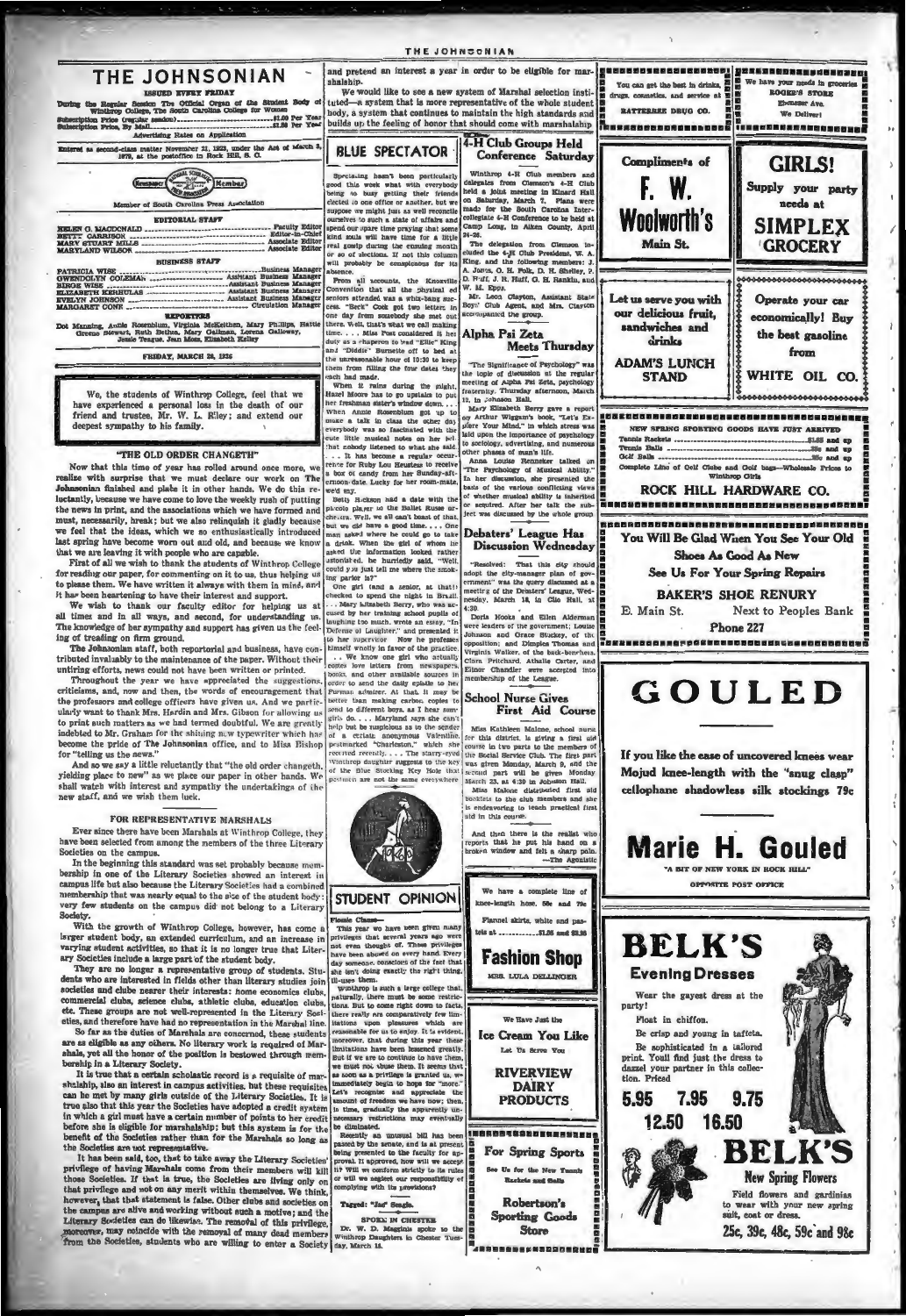# THE JOHNSONIAN

ISSUED EVERY FRIDAY

During the Regular Session The Official Organ of the Student Body of Winthrop College, The South Carolina College for Women

Subscription Price (regular session) ........................ $1.00 Per Year
Subscription Price, By Mail ........................ $1.50 Per Year

Advertising Rates on Application

Entered as second-class matter November 21, 1923, under the Act of March 3, 1879, at the postoffice in Rock Hill, S. C.

Member of South Carolina Press Association

### EDITORIAL STAFF

HELEN G. MACDONALD ........................ Faculty Editor
BETTY GARRISON ........................ Editor-in-Chief
MARY STUART MILLS ........................ Associate Editor
MARYLAND WILSON ........................ Associate Editor

### BUSINESS STAFF

PATRICIA WISE ........................ Business Manager
GWENDOLYN COLEMAN ........................ Assistant Business Manager
BIRGE WISE ........................ Assistant Business Manager
ELIZABETH KERHULAS ........................ Assistant Business Manager
EVELYN JOHNSON ........................ Assistant Business Manager
MARGARET CONE ........................ Circulation Manager

### REPORTERS

Dot Manning, Annie Rosenblum, Virginia McKeithen, Mary Phillips, Hattie Greene Stewart, Ruth Bethea, Mary Gallman, Lorena Galloway, Jessie Teague, Jean Moss, Elizabeth Kelley

FRIDAY, MARCH 20, 1936

---

We, the students of Winthrop College, feel that we have experienced a personal loss in the death of our friend and trustee, Mr. W. L. Riley; and extend our deepest sympathy to his family.

---

## "THE OLD ORDER CHANGETH"

Now that this time of year has rolled around once more, we realize with surprise that we must declare our work on The Johnsonian finished and place it in other hands. We do this reluctantly, because we have come to love the weekly rush of putting the news in print, and the associations which we have formed and must, necessarily, break; but we also relinquish it gladly because we feel that the ideas, which we so enthusiastically introduced last spring have become worn out and old, and because we know that we are leaving it with people who are capable.

First of all we wish to thank the students of Winthrop College for reading our paper, for commenting on it to us, thus helping us to please them. We have written it always with them in mind, and it has been heartening to have their interest and support.

We wish to thank our faculty editor for helping us at all times and in all ways, and second, for understanding us. The knowledge of her sympathy and support has given us the feeling of treading on firm ground.

The Johnsonian staff, both reportorial and business, have contributed invaluably to the maintenance of the paper. Without their untiring efforts, news could not have been written or printed.

Throughout the year we have appreciated the suggestions, criticisms, and, now and then, the words of encouragement that the professors and college officers have given us. And we particularly want to thank Mrs. Hardin and Mrs. Gibson for allowing us to print such matters as we had termed doubtful. We are greatly indebted to Mr. Graham for the shining new typewriter which has become the pride of The Johnsonian office, and to Miss Bishop for "telling us the news."

And so we say a little reluctantly that "the old order changeth, yielding place to new" as we place our paper in other hands. We shall watch with interest and sympathy the undertakings of the new staff, and we wish them luck.

## FOR REPRESENTATIVE MARSHALS

Ever since there have been Marshals at Winthrop College, they have been selected from among the members of the three Literary Societies on the campus.

In the beginning this standard was set probably because membership in one of the Literary Societies showed an interest in campus life but also because the Literary Societies had a combined membership that was nearly equal to the size of the student body; very few students on the campus did not belong to a Literary Society.

With the growth of Winthrop College, however, has come a larger student body, an extended curriculum, and an increase in varying student activities, so that it is no longer true that Literary Societies include a large part of the student body.

They are no longer a representative group of students. Students who are interested in fields other than literary studies join societies and clubs nearer their interests: home economics clubs, commercial clubs, science clubs, athletic clubs, education clubs, etc. These groups are not well-represented in the Literary Societies, and therefore have had no representation in the Marshal line.

So far as the duties of Marshals are concerned, these students are as eligible as any others. No literary work is required of Marshals, yet all the honor of the position is bestowed through membership in a Literary Society.

It is true that a certain scholastic record is a requisite of marshalship, also an interest in campus activities, but these requisites can be met by many girls outside of the Literary Societies. It is true also that this year the Societies have adopted a credit system in which a girl must have a certain number of points to her credit before she is eligible for marshalship; but this system is for the benefit of the Societies rather than for the Marshals so long as the Societies are not representative.

It has been said, too, that to take away the Literary Societies' privilege of having Marshals come from their members will kill those Societies. If that is true, the Societies are living only on that privilege and not on any merit within themselves. We think, however, that that statement is false. Other clubs and societies on the campus are alive and working without such a motive; and the Literary Societies can do likewise. The removal of this privilege, moreover, may coincide with the removal of many dead members from the Societies, students who are willing to enter a Society and pretend an interest a year in order to be eligible for marshalship.

We would like to see a new system of Marshal selection instituted—a system that is more representative of the whole student body, a system that continues to maintain the high standards and builds up the feeling of honor that should come with marshalship.

---

## BLUE SPECTATOR

Spectating hasn't been particularly good this week what with everybody being so busy getting their friends elected to one office or another, but we suppose we might just as well reconcile ourselves to such a state of affairs and spend our spare time praying that some kind souls will have time for a little real gossip during the ensuing month or so of elections. If not this column will probably be conspicuous for its absence.

From all accounts, the Knoxville Convention that all the physical ed seniors attended was a whiz-bang success. "Beck" Cook got two letters in one day from somebody she met up there. Well, that's what we call making time. . . . Miss Post considered it her duty as a chaperon to wait "Ellie" King and "Diddie" Burnette off to bed at the unreasonable hour of 10:30 to keep them from filling the four dates they each had made.

When it rains during the night, Hazel Moore has to go upstairs to put her freshman sister's window down. . . . When Annie Rosenblum got up to make a talk in class the other day everybody was so fascinated with the cute little musical notes on her belt that nobody listened to what she said. . . . It has become a regular occurrence for Ruby Lou Heustess to receive a box of candy from her Sunday-afternoon-date. Lucky for her room-mate, we'd say.

Betty Atkinson had a date with the piccolo player in the Ballet Russe orchestra. Well, we all can't boast of that, but we did have a good time. . . . One man asked where he could go to take a drink. When the girl of whom he asked the information looked rather astonished, he hurriedly said, "Well, could you just tell me where the smoking parlor is?"

One girl (and a senior, at that!) checked to spend the night in Brazil. . . . Mary Elizabeth Berry, who was accused by her training school pupils of laughing too much, wrote an essay, "In Defense of Laughter," and presented it to her supervisor. Now the professes himself wholly in favor of the practice. . . . We know one girl who actually comes love letters from newspapers, books, and other available sources in order to send the daily epistle to her Furman admirer. At that, it may be better than making carbon copies to send to different boys, as I hear some girls do. . . . Maryland says she can't help but be suspicious as to the sender of a certain anonymous Valentine postmarked "Charleston," which she received recently. . . . The starry-eyed Winthrop daughter suggests to the key of the Blue Stocking Key Hole that postmen are not the same everywhere.

## STUDENT OPINION

Fossie Classe—

This year we have been given many privileges that several years ago were not even thought of. These privileges have been abused on every hand. Every day someone, conscious of the fact that she isn't doing exactly the right thing, ill-uses them.

Winthrop is such a large college that, naturally, there must be some restrictions. But to come right down to facts, there really are comparatively few limitations upon pleasures which are reasonable for us to enjoy. It is evident, moreover, that during this year these limitations have been lessened greatly. But if we are to continue to have them, we must not abuse them. It seems that as soon as a privilege is granted us, we immediately begin to hope for "more." Let's recognize and appreciate the amount of freedom we have now; then, in time, gradually the apparently unnecessary restrictions may eventually be eliminated.

Recently an unusual bill has been passed by the senate, and is at present being presented to the faculty for approval. If approved, how will we accept it? Will we conform strictly to its rules or will we neglect our responsibility of complying with its provisions?

Tagged: "Jas" Beagle.

### SPOKE IN CHESTER

Dr. W. D. Magginis spoke to the Winthrop Daughters in Chester Tuesday, March 14.

---

## 4-H Club Groups Held Conference Saturday

Winthrop 4-H Club members and delegates from Clemson's 4-H Club held a joint meeting in Kinard Hall on Saturday, March 7. Plans were made for the South Carolina Intercollegiate 4-H Conference to be held at Camp Long, in Aiken County, April 24-26.

The delegation from Clemson included the 4-H Club President, W. A. King, and the following members: J. A. Jones, O. H. Polk, D. H. Shelley, P. D. Huff, J. R. Huff, G. H. Rankin, and W. M. Epps.

Mr. Leon Clayton, Assistant State Boys' Club Agent, and Mrs. Clayton accompanied the group.

## Alpha Psi Zeta Meets Thursday

"The Significance of Psychology" was the topic of discussion at the regular meeting of Alpha Psi Zeta, psychology fraternity, Thursday afternoon, March 12, in Johnson Hall.

Mary Elizabeth Berry gave a report on Arthur Wiggam's book, "Let's Explore Your Mind," in which stress was laid upon the importance of psychology to sociology, advertising, and numerous other phases of man's life.

Anna Louise Renneker talked on "The Psychology of Musical Ability." In her discussion, she presented the basis of the various conflicting views of whether musical ability is inherited or acquired. After her talk the subject was discussed by the whole group.

## Debaters' League Has Discussion Wednesday

"Resolved: That this city should adopt the city-manager plan of government," was the query discussed at a meeting of the Debaters' League, Wednesday, March 18, in Clio Hall, at 4:30.

Doris Hooks and Ellen Alderman were leaders of the government; Louise Johnson and Grace Stuckey, of the opposition; and Dimples Thomas and Virginia Walker, of the back-benchers. Clara Pritchard, Athalie Carter, and Elinor Chandler were accepted into membership of the League.

## School Nurse Gives First Aid Course

Miss Kathleen Malone, school nurse for this district, is giving a first aid course in two parts to the members of the Social Service Club. The first part was given Monday, March 9, and the second part will be given Monday, March 23, at 4:30 in Johnson Hall.

Miss Malone distributed first aid booklets to the club members and she is endeavoring to teach practical first aid in this course.

And then there is the realist who reports that he put his hand on a broken window and felt a sharp pain.
—The Agonistic

---

You can get the best in drinks, drugs, cosmetics, and service at RATTERREE DRUG CO.

We have your needs in groceries ROOKE'S STORE Ebenezer Ave. We Deliver!

Compliments of **F. W. Woolworth's** Main St.

**GIRLS!** Supply your party needs at **SIMPLEX GROCERY**

Let us serve you with our delicious fruit, sandwiches and drinks — **ADAM'S LUNCH STAND**

Operate your car economically! Buy the best gasoline from **WHITE OIL CO.**

NEW SPRING SPORTING GOODS HAVE JUST ARRIVED

Tennis Rackets ........................ $1.50 and up
Tennis Balls ........................ 35c and up
Golf Balls ........................ 25c and up

Complete Line of Golf Clubs and Golf bags—Wholesale Prices to Winthrop Girls

**ROCK HILL HARDWARE CO.**

You Will Be Glad When You See Your Old Shoes As Good As New

See Us For Your Spring Repairs

**BAKER'S SHOE RENURY**

E. Main St. — Next to Peoples Bank — Phone 227

**GOULED**

If you like the ease of uncovered knees wear Mojud knee-length with the "snug clasp" cellophane shadowless silk stockings 79c

**Marie H. Gouled**

"A BIT OF NEW YORK IN ROCK HILL"

OPPOSITE POST OFFICE

We have a complete line of knee-length hose, 59c and 79c

Flannel skirts, white and pastels at ........................ $1.95 and $2.95

**Fashion Shop**

MRS. LULA DELLINGER

We Have Just the Ice Cream You Like

Let Us Serve You

**RIVERVIEW DAIRY PRODUCTS**

For Spring Sports

See Us for the New Tennis Rackets and Balls

**Robertson's Sporting Goods Store**

**BELK'S**

**Evening Dresses**

Wear the gayest dress at the party!

Float in chiffon.

Be crisp and young in taffeta.

Be sophisticated in a tailored print. Youll find just the dress to dazzle your partner in this collection. Priced

5.95 7.95 9.75 12.50 16.50

**BELK'S**

**New Spring Flowers**

Field flowers and gardinias to wear with your new spring suit, coat or dress.

25c, 39c, 48c, 59c and 98c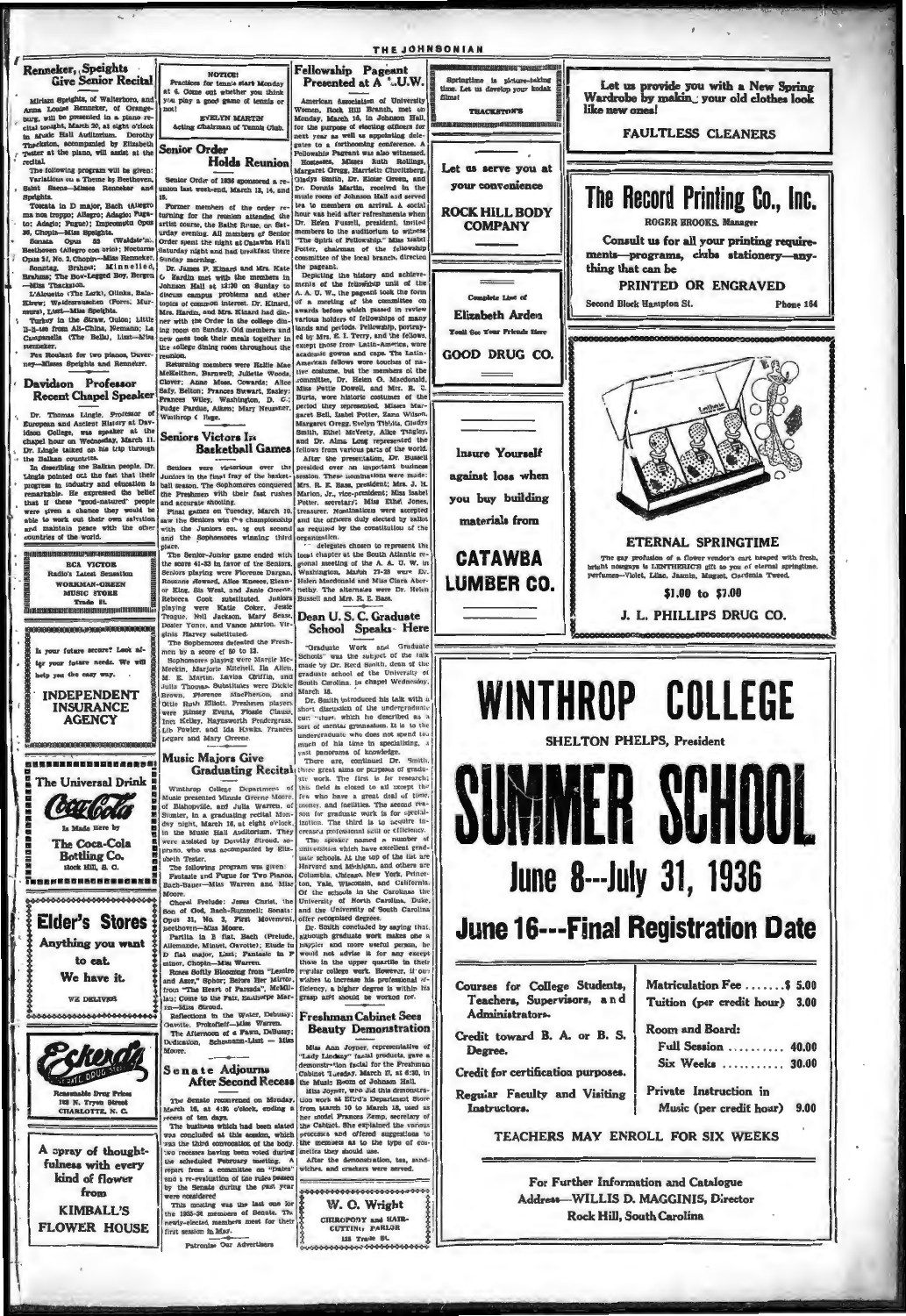## Renneker, Speights Give Senior Recital

Miriam Speights, of Walterboro, and Anna Louise Renneker, of Orangeburg, will be presented in a piano recital tonight, March 20, at eight o'clock in Music Hall Auditorium. Dorothy Thackston, accompanied by Elizabeth Tester at the piano, will assist at the recital.

The following program will be given: Variations on a Theme by Beethoven, Saint Saens—Misses Renneker and Speights.

Toccata in D major, Bach (Allegro ma non troppo; Allegro; Adagio; Fugato; Adagio; Fugue); Impromptu Opus 36, Chopin—Miss Speights.

Sonata Opus 53 (Waldstein), Beethoven (Allegro con brio); Nocturne Opus 27, No. 2, Chopin—Miss Renneker.

Sonntag, Brahms; Minnelied, Brahms; The Bow-Legged Boy, Bergen—Miss Thackston.

L'Alouette (The Lark), Glinka, Balakirew; Weidenrauschen (Forest Murmurs), Liszt—Miss Speights.

Turkey in the Straw, Guion; Little Li-tee from Alt-China, Niemann; La Campanella (The Bells), Liszt—Miss Renneker.

Pas Roulant for two pianos, Duvernoy—Misses Speights and Renneker.

## Davidson Professor Recent Chapel Speaker

Dr. Thomas Lingle, Professor of European and Ancient History at Davidson College, was speaker at the chapel hour on Wednesday, March 11. Dr. Lingle talked on his trip through the Balkan countries.

In describing the Balkan people, Dr. Lingle pointed out the fact that their progress in industry and education is remarkable. He expressed the belief that if these "good-natured" people were given a chance they would be able to work out their own salvation and maintain peace with the other countries of the world.

---

RCA VICTOR
Radio's Latest Sensation
WORKMAN-GREEN MUSIC STORE
Trade St.

---

Is your future secure? Look after your future needs. We will help you the easy way.

**INDEPENDENT INSURANCE AGENCY**

---

The Universal Drink
Coca-Cola
Is Made Here by
The Coca-Cola Bottling Co.
Rock Hill, S. C.

---

**Elder's Stores**
Anything you want to eat.
We have it.
WE DELIVER

---

Eckerd's
Reasonable Drug Prices
123 N. Tryon Street
CHARLOTTE, N. C.

---

A spray of thoughtfulness with every kind of flower from
**KIMBALL'S FLOWER HOUSE**

---

NOTICE!
Practices for tennis start Monday at 6. Come out whether you think you play a good game of tennis or not!
EVELYN MARTIN
Acting Chairman of Tennis Club.

## Senior Order Holds Reunion

Senior Order of 1935 sponsored a reunion last week-end, March 13, 14, and 15.

Former members of the order returning for the reunion attended the artist course, the Rabbi Rosse, on Saturday evening. All members of Senior Order spent the night at Catawba Hall Saturday night and had breakfast there Sunday morning.

Dr. James P. Kinard and Mrs. Kate G. Hardin met with the members in Johnson Hall at 12:30 on Sunday to discuss campus problems and other topics of common interest. Dr. Kinard, Mrs. Hardin, and Mrs. Kinard had dinner with the Order in the college dining room on Sunday. Old members and new ones took their meals together in the college dining room throughout the reunion.

Returning members were Hallie Mae McKeithen, Barnwell; Juliette Woods, Clover; Anne Moss, Cowards; Alice Sally, Belton; Frances Stewart, Easley; Frances Wiley, Washington, D. C.; Fudge Pardue, Aiken; Mary Neusner, Winthrop College.

## Seniors Victors In Basketball Games

Seniors were victorious over the Juniors in the final tray of the basketball season. The Sophomores conquered the Freshmen with their fast rushes and accurate shooting.

Final games on Tuesday, March 10, saw the Seniors win the championship with the Juniors coming second and the Sophomores winning third place.

The Senior-Junior game ended with the score 41-33 in favor of the Seniors. Seniors playing were Florence Dargan, Roxanne Steward, Alice Kneece, Eleanor King, Sis West, and Janie Greene. Rebecca Cook substituted. Juniors playing were Katie Coker, Jessie Teague, Nell Jackson, Mary Sease, Dexter Yonce, and Vance Marion. Virginia Harvey substituted.

The Sophomores defeated the Freshmen by a score of 50 to 13.

Sophomores playing were Margie McMeekin, Marjorie Mitchell, Ila Allen, M. E. Martin, Lavina Griffin, and Julia Thomas. Substitutes were Dickie Brown, Florence MacPherson, and Ottie Ruth Elliott. Freshmen players were Kinsey Evans, Flossie Clause, Inez Kelley, Haynsworth Pendergrass, Lib Fowler, and Ida Hawks. Frances Legare and Mary Greene.

## Music Majors Give Graduating Recital

Winthrop College Department of Music presented Minnie Greene Moore, of Bishopville, and Julia Warren, of Sumter, in a graduating recital Monday night, March 16, at eight o'clock, in the Music Hall Auditorium. They were assisted by Dorothy Stroud, soprano, who was accompanied by Elizabeth Tester.

The following program was given: Fantasie and Fugue for Two Pianos, Bach-Bauer—Miss Warren and Miss Moore.

Choral Prelude: Jesus Christ, the Son of God, Bach-Rummell; Sonata: Opus 31, No. 3, First Movement, Beethoven—Miss Moore.

Partita in B flat, Bach (Prelude, Allemande, Minuet, Gavotte); Etude in D flat major, Liszt; Fantasie in F minor, Chopin—Miss Warren.

Roses Softly Blooming from "Lenore and Azor," Spohr; Before Her Mirror, from "The Heart of Paracda," McMillan; Come to the Fair, Easthope Martin—Miss Stroud.

Reflections in the Water, Debussy; Gavotte, Prokofieff—Miss Warren.

The Afternoon of a Fawn, Debussy; Dedication, Schumann-Liszt — Miss Moore.

## Senate Adjourns After Second Recess

The Senate reconvened on Monday, March 16, at 4:30 o'clock, ending a recess of ten days.

The business which had been slated was concluded at this session, which was the third convocation of the body. Two recesses having been voted during the scheduled February meeting. A report from a committee on "plates" and a re-evaluation of the rules passed by the Senate during the past year were considered.

This meeting was the last one for the 1935-36 members of Senate. The newly-elected members meet for their first session in May.

Patronize Our Advertisers

## Fellowship Pageant Presented at A. A. U. W.

American Association of University Women, Rock Hill Branch, met on Monday, March 16, in Johnson Hall, for the purpose of electing officers for next year as well as appointing delegates to a forthcoming conference. A Fellowship Pageant was also witnessed.

Hostesses, Misses Ruth Rollings, Margaret Gregg, Harriette Cheatham, Gladys Smith, Dr. Eloise Greene, and Dr. Donnis Martin, received in the music room of Johnson Hall and served tea to members on arrival. A social hour was held after refreshments when Dr. Helen Fussell, president, invited members to the auditorium to witness "The Spirit of Fellowship." Miss Isabel Potter, chairman of the fellowship committee of the local branch, directed the pageant.

Depicting the history and achievements of the fellowship unit of the A. A. U. W., the pageant took the form of a meeting of the committee on awards before which passed in review various holders of fellowships of many lands and periods. Fellowship, portrayed by Mrs. E. I. Terry, and the fellows, except those from Latin-America, wore academic gowns and caps. The Latin-American fellows wore touches of native costume, but the members of the committee, Dr. Helen G. Macdonald, Miss Pattie Dowell, and Mrs. R. C. Burts, wore historic costumes of the period they represented. Misses Margaret Bell, Isabel Potter, Zara Wilson, Margaret Gregg, Evelyn Tibbits, Gladys Smith, Ethel McVeety, Alice Tingley, and Dr. Alma Long represented the fellows from various parts of the world.

After the presentation, Dr. Russell presided over an important business session. These nominations were made: Mrs. R. E. Bass, president; Mrs. J. H. Marion, Jr., vice-president; Miss Isabel Potter, secretary; Miss Ethel Jones, treasurer. Nominations were accepted and the officers duly elected by ballot as required by the constitution of the organization.

Delegates chosen to represent the local chapter at the South Atlantic regional meeting of the A. A. U. W. in Washington, March 27-28 were Dr. Helen Macdonald and Miss Clara Abernathy. The alternates were Dr. Helen Russell and Mrs. R. E. Bass.

## Dean U. S. C. Graduate School Speaks Here

"Graduate Work and Graduate Schools" was the subject of the talk made by Dr. Reed Smith, dean of the graduate school of the University of South Carolina, in chapel Wednesday, March 18.

Dr. Smith introduced his talk with a short discussion of the undergraduate curriculum, which he described as a sort of mental gymnasium. It is to the undergraduate who does not spend too much of his time in specializing, a vast panorama of knowledge.

There are, continued Dr. Smith, three great aims or purposes of graduate work. The first is for research; this field is closed to all except the few who have a great deal of time, money, and facilities. The second reason for graduate work is for specialization. The third is to acquire increased professional skill or efficiency.

The speaker named a number of universities which have excellent graduate schools. At the top of the list are Harvard and Michigan, and others are Columbia, Chicago, New York, Princeton, Yale, Wisconsin, and California. Of the schools in the Carolinas the University of North Carolina, Duke, and the University of South Carolina offer recognized degrees.

Dr. Smith concluded by saying that, although graduate work makes one a happier and more useful person, he would not advise it for any except those in the upper quartile in their regular college work. However, if one wishes to increase his professional efficiency, a higher degree is within his grasp and should be worked for.

## Freshman Cabinet Sees Beauty Demonstration

Miss Ann Joyner, representative of "Lady Lindsay" facial products, gave a demonstration facial for the Freshman Cabinet Tuesday, March 17, at 6:30, in the Music Room of Johnson Hall.

Miss Joyner, who did this demonstration work at Efird's Department Store from March 10 to March 18, used as her model Frances Zemp, secretary of the Cabinet. She explained the various processes and offered suggestions to the members as to the type of cosmetics they should use.

After the demonstration, tea, sandwiches, and crackers were served.

---

W. C. Wright
CHIROPODY and HAIR-CUTTING PARLOR
123 Trade St.

---

Springtime is picture-taking time. Let us develop your kodak films!
THACKSTON'S

---

Let us serve you at your convenience
ROCK HILL BODY COMPANY

---

Complete Line of
Elizabeth Arden
You'll See Your Friends Here
GOOD DRUG CO.

---

Insure Yourself against loss when you buy building materials from
**CATAWBA LUMBER CO.**

---

Let us provide you with a New Spring Wardrobe by making your old clothes look like new ones!
**FAULTLESS CLEANERS**

---

# The Record Printing Co., Inc.
ROGER BROOKS, Manager

Consult us for all your printing requirements—programs, clubs stationery—anything that can be
**PRINTED OR ENGRAVED**

Second Block Hampton St. — Phone 164

---

**ETERNAL SPRINGTIME**

The gay profusion of a flower vendor's cart heaped with fresh, bright nosegays is LENTHERIC'S gift to you of eternal springtime. Perfumes—Violet, Lilac, Jasmin, Muguet, Gardenia Tweed.

$1.00 to $7.00

J. L. PHILLIPS DRUG CO.

---

# WINTHROP COLLEGE
SHELTON PHELPS, President

# SUMMER SCHOOL
## June 8—July 31, 1936
## June 16—Final Registration Date

Courses for College Students, Teachers, Supervisors, and Administrators.

Credit toward B. A. or B. S. Degree.

Credit for certification purposes.

Regular Faculty and Visiting Instructors.

| | |
|---|---|
| Matriculation Fee | $ 5.00 |
| Tuition (per credit hour) | 3.00 |
| Room and Board: | |
| Full Session | 40.00 |
| Six Weeks | 30.00 |
| Private Instruction in Music (per credit hour) | 9.00 |

TEACHERS MAY ENROLL FOR SIX WEEKS

For Further Information and Catalogue
Address—WILLIS D. MAGGINIS, Director
Rock Hill, South Carolina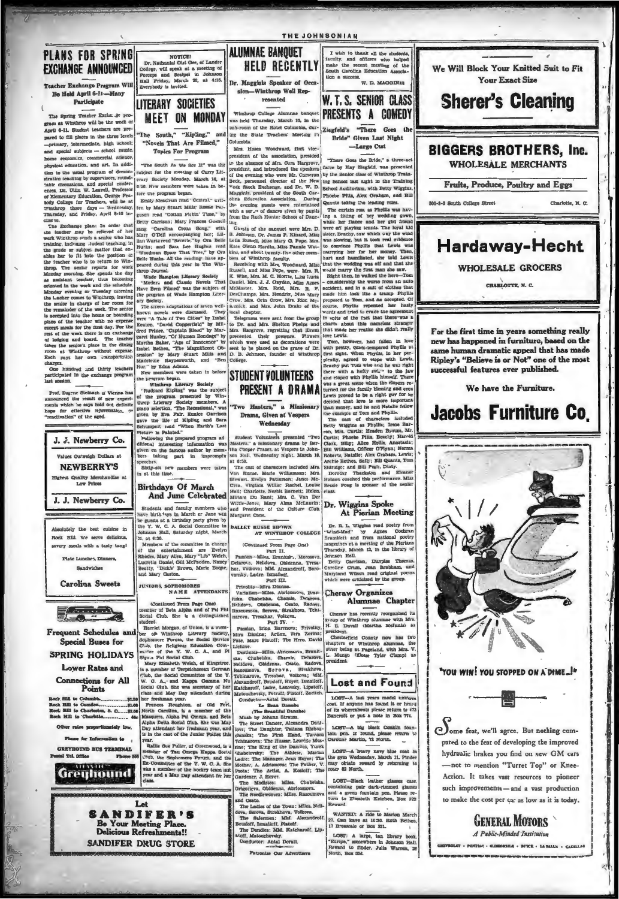# PLANS FOR SPRING EXCHANGE ANNOUNCED

## Teacher Exchange Program Will Be Held April 6-11—Many Participate

The Spring Teacher Exchange program at Winthrop will be the week of April 6-11. Student teachers are prepared to fill places in the three levels—primary, intermediate, high school; and special subjects — school music, home economics, commercial science, physical education, and art. In addition to the usual program of demonstration teaching by supervisors, roundtable discussions, and special conferences, Dr. Ulin W. Leavell, Professor of Elementary Education, George Peabody College for Teachers, will be at Winthrop three days — Wednesday, Thursday, and Friday, April 8-10 inclusive.

The Exchange plan: In order that the teacher may be relieved of her work Winthrop sends a senior who has had training, including student teaching, in the grade or subject matter that enables her to fit into the position of the teacher who is to return to Winthrop. The senior reports for work Monday morning. She spends the day as assistant teacher, thus becoming oriented in the work and the schedule. Monday evening or Tuesday morning the teacher comes to Winthrop, leaving the senior in charge of her room for the remainder of the week. The senior is accepted into the home or boarding place of the teacher with no expense except meals for the first day. For the rest of the week there is an exchange of lodging and board. The teacher takes the senior's place in the dining room at Winthrop without expense. Each pays her own transportation charges.

One hundred and thirty teachers participated in the exchange program last session.

Prof. Eugene Steinach of Vienna has announced the result of new experiments which he says hold out definite hope for effective rejuvenation, or "reactivation" of the aged.

---

J. J. Newberry Co.

Values Outweigh Dollars at

**NEWBERRY'S**

Highest Quality Merchandise at Low Prices

J. J. Newberry Co.

---

Absolutely the best cuisine in Rock Hill. We serve delicious, savory meals with a tasty tang!

Plate Lunches, Dinners, Sandwiches

**Carolina Sweets**

---

**Frequent Schedules and Special Buses for SPRING HOLIDAYS**

Lower Rates and Connections for All Points

| | |
|---|---|
| Rock Hill to Columbia | $1.50 |
| Rock Hill to Camden | $1.00 |
| Rock Hill to Charleston, S. C. | $2.00 |
| Rock Hill to Charlotte | 66c |

Other rates proportionately low.

Phone for information to

GREYHOUND BUS TERMINAL

Postal Tel. Office — Phone 356

Greyhound

---

NOTICE!

Dr. Nathaniel Olst Gee, of Lander College, will speak at a meeting of Forceps and Scalpel in Johnson Hall Friday, March 20, at 4:15. Everybody is invited.

# LITERARY SOCIETIES MEET ON MONDAY

## "The South," "Kipling," and "Novels That Are Filmed," Topics For Program

"The South As We See It" was the subject for the meeting of Curry Literary Society Monday, March 16, at 6:30. New members were taken in before the program began.

Emily Meacham read "Central," written by Mary Stuart Mills; Rosalie Ferguson read "Cotton Pickin' Time," by Betty Carrison; Mary Frances Gosnell sang "Carolina Cross Song," with Mary O'Dell accompanying her; Lillian Warren read "Reverie," by Ora Belle Hucks; and Sara Lee Hughes read "Woodman Spare That Tree," by Ora Belle Hucks. All the readings have appeared during this year in The Winthrop Journal.

Wade Hampton Literary Society

"Modern and Classic Novels That Have Been Filmed" was the subject of the program of Wade Hampton Literary Society.

The screen adaptations of seven well-known novels were discussed. They were "A Tale of Two Cities" by Isabel Keaton, "David Copperfield" by Mildred Prince, "Captain Blood" by Margaret Hunley, "Of Human Bondage" by Martha Baker, "Age of Innocence" by Isabel Bethea, "The Magnificent Obsession" by Mary Stuart Mills and Madeleine Haynsworth, and "Ben Hur" by Edna Adams.

New members were taken in before the program began.

Winthrop Literary Society

"Rudyard Kipling" was the subject of the program presented by Winthrop Literary Society members. A piano selection, "The Recessional," was given by Eva Fair. Eunice Garrison gave the life of Kipling and Sara Schumpert read "When Earth's Last Picture Is Painted."

Following the prepared program additional interesting information was given on the famous author by members taking part in impromptu speeches.

Sixty-six new members were taken in at this time.

# Birthdays Of March And June Celebrated

Students and faculty members who have birthdays in March or June will be guests at a birthday party given by the Y. W. C. A. Social Committee in Johnson Hall Saturday night, March 21, at 8:30.

Members of the committee in charge of the entertainment are Evelyn Rhodes, Mary Allen, Mary "Lib" Welch, Lucretia Daniel, Ollie McFadden, Nancy Beatty, "Dickie" Brown, Marie Boone, and Mary Gaston.

# JUNIORS SOPHOMORES NAME ATTENDANTS

(Continued From Page One)

member of Beta Alpha and of Psi Phi Social Club. She is a distinguished student.

Harriet Morgan, of Union, is a member of Winthrop Literary Society, Sophomore Forum, the Social Service Club, the Religious Education Committee of the Y. W. C. A., and Pi Sigma Phi Social Club.

Mary Elizabeth Welsh, of Kingstree, is a member of Terpsichorean German Club, the Social Committee of the Y. W. C. A., and Kappa Gamma Nu Social Club. She was secretary of her class and May Day attendant during her freshman year.

Frances Roughton, of Old Fort, North Carolina, is a member of the Masquers, Alpha Psi Omega, and Beta Alpha Delta Social Club. She was May Day attendant her freshman year, and is in the cast of the Junior Follies this year.

Hallie Sue Fuller, of Greenwood, is a member of Tau Omega Kappa Social Club, the Sophomore Forum, and the Ex-Committee of the Y. W. C. A. She was a member of the hockey team last year and a May Day attendant for her class.

---

Let

**SANDIFER'S**

Be Your Meeting Place.

Delicious Refreshments!!

SANDIFER DRUG STORE

---

# ALUMNAE BANQUET HELD RECENTLY

## Dr. Maggins Speaker of Occasion—Winthrop Well Represented

Winthrop College Alumnae banquet was held Thursday, March 12, in the ball-room of the Hotel Columbia, during the State Teachers' Meeting in Columbia.

Mrs. Hoses Woodward, first vice-president of the association, presided in the absence of Mrs. Cora Hargrove, president, and introduced the speakers of the evening who were Mr. Cameron Beck, personnel director of the New York Stock Exchange, and Dr. W. D. Magginis, president of the South Carolina Education Association. During the evening the guests were entertained with a series of dances given by pupils from the Ruth Hunter School of Dancing.

Guests of the banquet were Mrs. D. B. Johnson, Dr. James P. Kinard, Miss Leila Russell, Miss Mary G. Pope, Mrs. Kate Glenn Hardin, Miss Fannie Watkins, and about twenty-five other members of Winthrop faculty.

Receiving with Mrs. Woodward, Miss Russell, and Miss Pope, were: Mrs. R. K. Wise, Mrs. M. C. Morris, Lou Lutie Daniel, Mrs. J. J. Gayden, Miss Agnes McMaster, Mrs. Reid, Mrs. R. F. DesChamps, Mrs. Hendrix, Miss Mary Crow, Mrs. Orin Crow, Mrs. Rice McKissick, and Mrs. John Drake of the local chapter.

Telegrams were sent from the group to Dr. and Mrs. Shelton Phelps and Mrs. Hargrove, regretting that illness prevented their presence. Flowers which were used as decorations were sent to be placed on the grave of Dr. D. B. Johnson, founder of Winthrop College.

# STUDENT VOLUNTEERS PRESENT A DRAMA

## "Two Masters," a Missionary Drama, Given at Vespers Wednesday

Student Volunteers presented "Two Masters," a missionary drama by Bertha Cooper Fraser, at Vespers in Johnson Hall Wednesday night, March 18, at 6:30.

The cast of characters included Mrs. Van Horne, Marie Williamson; Mrs. Stewart, Evelyn Patterson; Janet McCrea, Virginia Willis; Rachel, Louise Hall; Charlotte, Nesbit Barnett; Helen, Miriam Du Rant; Mrs. C. Van Der Wittle-Jones, Mary Alma McLaurin; and President of the Culture Club, Margaret Cone.

# BALLET RUSSE SHOWN AT WINTHROP COLLEGE

(Continued From Page One)

Part II.

Passion—Mlles. Branitska, Morosova, Delarova, Nelidova, Obidenna, Tresahar, Volkova; MM. Alexandroff, Borovansky, Ladre, Ismailoff.

Part III.

Frivolity—Mira Dimina.

Variation—Mlles. Abricossova, Branitska, Chabelska, Chamie, Delarova, Nelidova, Obidenna, Osato, Radova, Rasoumova, Serova, Strakhova, Tchinarova, Tresahar, Volkova.

Part IV.

Passion, Irina Baronova; Frivolity, Mira Dimina; Action, Vera Zorina; Fate, Marc Platoff; The Hero, David Lichine.

Destinies—Mlles. Abricossova, Branitska, Chabelska, Chamie, Delarova, Nelidova, Obidenna, Osato, Radova, Rasoumova, Serova, Strakhova, Tchinarova, Tresahar, Volkova; MM. Alexandroff, Bousloff, Hoyer, Ismailoff, Katcharoff, Ladre, Lazovsky, Lipatoff, Matouchevsky, Petroff, Platoff, Zoritch.

Conductor—Antal Dorati.

Le Beau Danube

(The Beautiful Danube)

Music by Johann Strauss.

The Street Dancer, Alexandra Danilova; The Daughter, Tatiana Riabouchinska; The First Hand, Tamara Tchinarova; The Hussar, Leonide Massine; The King of the Dandies, Yurek Shabelevsky; The Athlete, Marian Ladre; The Manager, Jean Hoyer; The Mother, A. Adrianova; The Father, V. Pasta; The Artist, A. Kosloff; The Gardener, J. Hoyer.

The Modistes: Mlles. Chabelska, Grigorieva, Obidenna, Abricossova.

The Needlewomen: Mlles. Rasoumova and Osato.

The Ladies of the Town: Mlles. Nelidova, Serova, Strakhova, Volkova.

The Salesmen: MM. Alexandroff, Bousloff, Ismailoff, Platoff.

The Dandies: MM. Katcharoff, Lipatoff, Matouchevsky.

Conductor: Antal Dorati.

Patronize Our Advertisers

---

I wish to thank all the students, faculty, and officers who helped make the recent meeting of the South Carolina Education Association a success.

W. D. MAGGINIS

# W. T. S. SENIOR CLASS PRESENTS A COMEDY

## Ziegfeld's "There Goes the Bride" Given Last Night —Large Cast

"There Goes the Bride," a three-act farce by Ray Ziegfeld, was presented by the Senior class of Winthrop Training School last night in the Training School Auditorium, with Betty Wiggins, Phoebe Pitts, Alex Graham, and Bill Quantz taking the leading roles.

The curtain rose as Phyllis was having a fitting of her wedding gown, while her fiance and her girl friend were off playing tennis. The loyal kid sister, Beachy, saw which way the wind was blowing, but it took real evidence to convince Phyllis that Lewis was marrying her for her money. Then, hurt and humiliated, she told Lewis that the wedding was off and that she would marry the first man she saw.

Right then, in walked the hero—Tom—considerably the worse from an auto accident, and in a suit of clothes that made him look like a tramp. Phyllis proposed to Tom, and he accepted. Of course, Phyllis repented her hasty words and tried to evade the agreement in spite of the fact that there was a charm about this nameless stranger that made her realize she didn't really love Lewis.

Tom, however, had fallen in love with pretty, quick-tempered Phyllis at first sight. When Phyllis, to her perplexity, agreed to elope with Lewis, Beachy put Tom wise and he was right there with a hefty swing to the jaw and eloped with Phyllis himself. There was a great scene when the elopers returned for the family blessing and even Lewis proved to be a right guy for he decided that love is more important than money, and he and Natalie follow the example of Tom and Phyllis.

The cast of characters included Betty Wiggins as Phyllis; Irene Barron, Mrs. Curtis; Headen Bynum, Mr. Curtis; Phoebe Pitts, Beachy; Harold Clark, Billy; Alles Hollis, Anastasia; Bill Williams, Officer O'Flynn; Norma Roberts, Natalie; Alex Graham, Lewis; Archie Bethea, Sally; Bill Quantz, Tom Eldridge; and Bill Pugh, Dinty.

Dorothy Thackston and Eleanor Hobson coached this performance. Miss Bessie Fogg is sponsor of the senior class.

# Dr. Wiggins Spoke At Pierian Meeting

Dr. R. L. Wiggins read poetry from "Wind-Mad" by Agnes Cochran Bramblett and from national poetry magazines at a meeting of the Pierians Thursday, March 12, in the library of Johnson Hall.

Betty Carrison, Dimples Thomas, Caroline Crum, Jean Brabham, and Maryland Wilson read original poems which were criticized by the group.

# Cheraw Organizes Alumnae Chapter

Cheraw has recently reorganized its group of Winthrop alumnae with Mrs. H. E. Duvall (Martha McInnis) as president.

Chesterfield County now has two chapters of Winthrop alumnae, the other being at Pageland, with Mrs. V. L. Mungo (Eloise Tyler Clamp) as president.

# Lost and Found

LOST—A last years model uniform coat. If anyone has found it or heard of its whereabouts please return to 473 Bancroft or put a note in Box 774.

LOST—A big black Conklin fountain pen. If found, please return to Caroline Martin, 73 North.

LOST—A heavy navy blue coat in the gym Wednesday, March 11. Finder may obtain reward by returning to room 62 North.

LOST—Black leather glasses case, containing pair dark-rimmed glasses and a green fountain pen. Please return to Elisabeth Kotchen, Box 522. Reward.

WANTED: A ride to Marion March 27. Can leave at 10:30. Ruth Bethea, 17 Breazeale or Box 331.

LOST: A large, tan library book, "Europa," somewhere in Johnson Hall. Reward to finder. Julia Warren, 26 North, Box 658.

---

We Will Block Your Knitted Suit to Fit Your Exact Size

**Sherer's Cleaning**

---

**BIGGERS BROTHERS, Inc.**

WHOLESALE MERCHANTS

Fruits, Produce, Poultry and Eggs

501-3-5 South College Street — Charlotte, N. C.

---

**Hardaway-Hecht**

WHOLESALE GROCERS

CHARLOTTE, N. C.

---

For the first time in years something really new has happened in furniture, based on the same human dramatic appeal that has made Ripley's "Believe is or Not" one of the most successful features ever published.

We have the Furniture.

**Jacobs Furniture Co.**

---

"YOU WIN! YOU STOPPED ON A DIME...!"

Some feat, we'll agree. But nothing compared to the feat of developing the improved hydraulic brakes you find on new GM cars—not to mention "Turret Top" or Knee-Action. It takes vast resources to pioneer such improvements—and a vast production to make the cost per car as low as it is today.

**GENERAL MOTORS**

*A Public-Minded Institution*

CHEVROLET • PONTIAC • OLDSMOBILE • BUICK • LA SALLE • CADILLAC